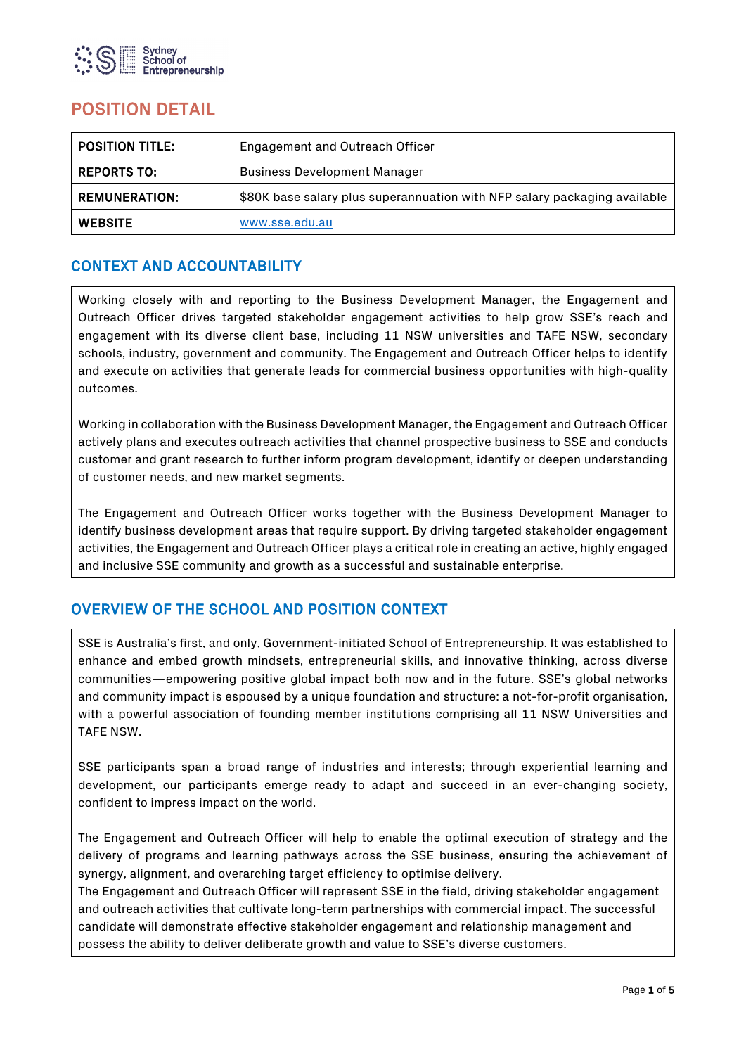Sydney School of Entrepreneurship

# POSITION DETAIL

| POSITION TITLE: | Engagement and Outreach Officer |
|---|---|
| REPORTS TO: | Business Development Manager |
| REMUNERATION: | $80K base salary plus superannuation with NFP salary packaging available |
| WEBSITE | www.sse.edu.au |

## CONTEXT AND ACCOUNTABILITY

Working closely with and reporting to the Business Development Manager, the Engagement and Outreach Officer drives targeted stakeholder engagement activities to help grow SSE's reach and engagement with its diverse client base, including 11 NSW universities and TAFE NSW, secondary schools, industry, government and community. The Engagement and Outreach Officer helps to identify and execute on activities that generate leads for commercial business opportunities with high-quality outcomes.

Working in collaboration with the Business Development Manager, the Engagement and Outreach Officer actively plans and executes outreach activities that channel prospective business to SSE and conducts customer and grant research to further inform program development, identify or deepen understanding of customer needs, and new market segments.

The Engagement and Outreach Officer works together with the Business Development Manager to identify business development areas that require support. By driving targeted stakeholder engagement activities, the Engagement and Outreach Officer plays a critical role in creating an active, highly engaged and inclusive SSE community and growth as a successful and sustainable enterprise.

## OVERVIEW OF THE SCHOOL AND POSITION CONTEXT

SSE is Australia's first, and only, Government-initiated School of Entrepreneurship. It was established to enhance and embed growth mindsets, entrepreneurial skills, and innovative thinking, across diverse communities—empowering positive global impact both now and in the future. SSE's global networks and community impact is espoused by a unique foundation and structure: a not-for-profit organisation, with a powerful association of founding member institutions comprising all 11 NSW Universities and TAFE NSW.

SSE participants span a broad range of industries and interests; through experiential learning and development, our participants emerge ready to adapt and succeed in an ever-changing society, confident to impress impact on the world.

The Engagement and Outreach Officer will help to enable the optimal execution of strategy and the delivery of programs and learning pathways across the SSE business, ensuring the achievement of synergy, alignment, and overarching target efficiency to optimise delivery.
The Engagement and Outreach Officer will represent SSE in the field, driving stakeholder engagement and outreach activities that cultivate long-term partnerships with commercial impact. The successful candidate will demonstrate effective stakeholder engagement and relationship management and possess the ability to deliver deliberate growth and value to SSE's diverse customers.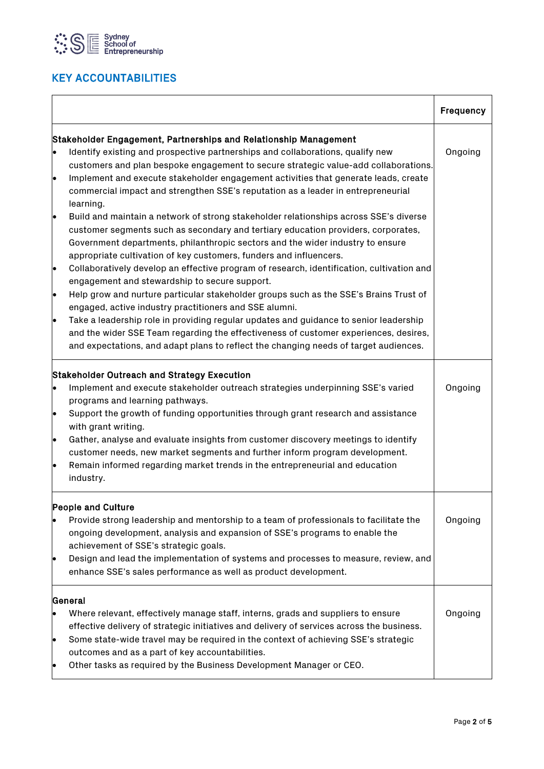## KEY ACCOUNTABILITIES

| | Frequency |
|---|---|
| **Stakeholder Engagement, Partnerships and Relationship Management**<br>• Identify existing and prospective partnerships and collaborations, qualify new customers and plan bespoke engagement to secure strategic value-add collaborations.<br>• Implement and execute stakeholder engagement activities that generate leads, create commercial impact and strengthen SSE's reputation as a leader in entrepreneurial learning.<br>• Build and maintain a network of strong stakeholder relationships across SSE's diverse customer segments such as secondary and tertiary education providers, corporates, Government departments, philanthropic sectors and the wider industry to ensure appropriate cultivation of key customers, funders and influencers.<br>• Collaboratively develop an effective program of research, identification, cultivation and engagement and stewardship to secure support.<br>• Help grow and nurture particular stakeholder groups such as the SSE's Brains Trust of engaged, active industry practitioners and SSE alumni.<br>• Take a leadership role in providing regular updates and guidance to senior leadership and the wider SSE Team regarding the effectiveness of customer experiences, desires, and expectations, and adapt plans to reflect the changing needs of target audiences. | Ongoing |
| **Stakeholder Outreach and Strategy Execution**<br>• Implement and execute stakeholder outreach strategies underpinning SSE's varied programs and learning pathways.<br>• Support the growth of funding opportunities through grant research and assistance with grant writing.<br>• Gather, analyse and evaluate insights from customer discovery meetings to identify customer needs, new market segments and further inform program development.<br>• Remain informed regarding market trends in the entrepreneurial and education industry. | Ongoing |
| **People and Culture**<br>• Provide strong leadership and mentorship to a team of professionals to facilitate the ongoing development, analysis and expansion of SSE's programs to enable the achievement of SSE's strategic goals.<br>• Design and lead the implementation of systems and processes to measure, review, and enhance SSE's sales performance as well as product development. | Ongoing |
| **General**<br>• Where relevant, effectively manage staff, interns, grads and suppliers to ensure effective delivery of strategic initiatives and delivery of services across the business.<br>• Some state-wide travel may be required in the context of achieving SSE's strategic outcomes and as a part of key accountabilities.<br>• Other tasks as required by the Business Development Manager or CEO. | Ongoing |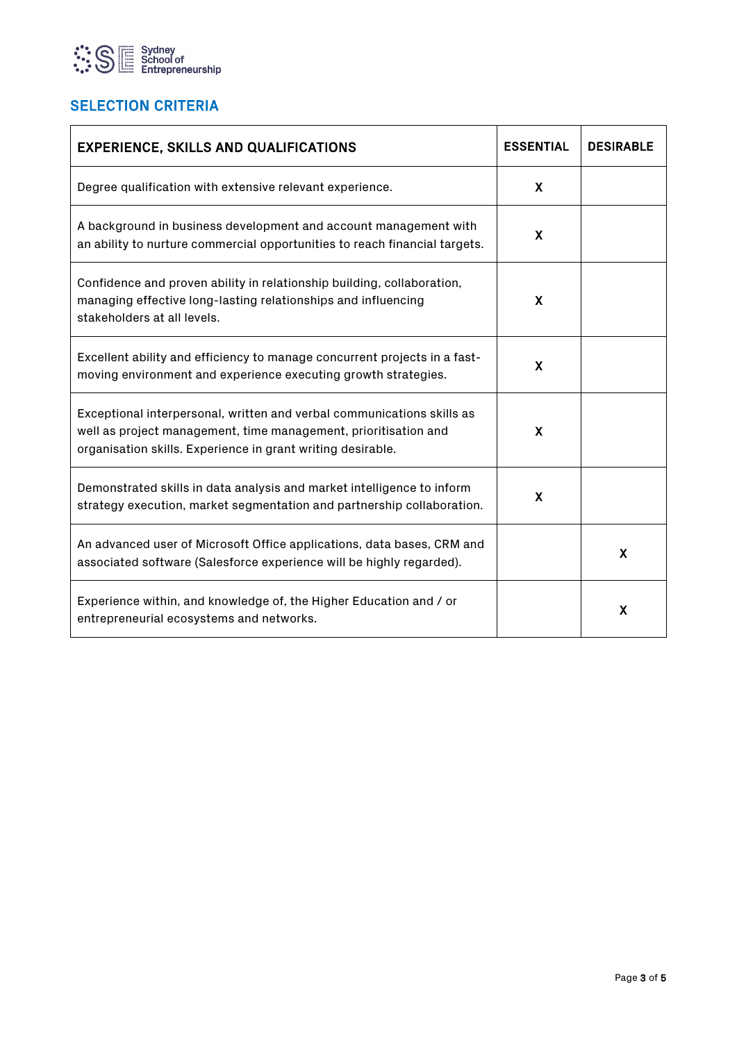## SELECTION CRITERIA

| EXPERIENCE, SKILLS AND QUALIFICATIONS | ESSENTIAL | DESIRABLE |
|---|---|---|
| Degree qualification with extensive relevant experience. | X | |
| A background in business development and account management with an ability to nurture commercial opportunities to reach financial targets. | X | |
| Confidence and proven ability in relationship building, collaboration, managing effective long-lasting relationships and influencing stakeholders at all levels. | X | |
| Excellent ability and efficiency to manage concurrent projects in a fast-moving environment and experience executing growth strategies. | X | |
| Exceptional interpersonal, written and verbal communications skills as well as project management, time management, prioritisation and organisation skills. Experience in grant writing desirable. | X | |
| Demonstrated skills in data analysis and market intelligence to inform strategy execution, market segmentation and partnership collaboration. | X | |
| An advanced user of Microsoft Office applications, data bases, CRM and associated software (Salesforce experience will be highly regarded). | | X |
| Experience within, and knowledge of, the Higher Education and / or entrepreneurial ecosystems and networks. | | X |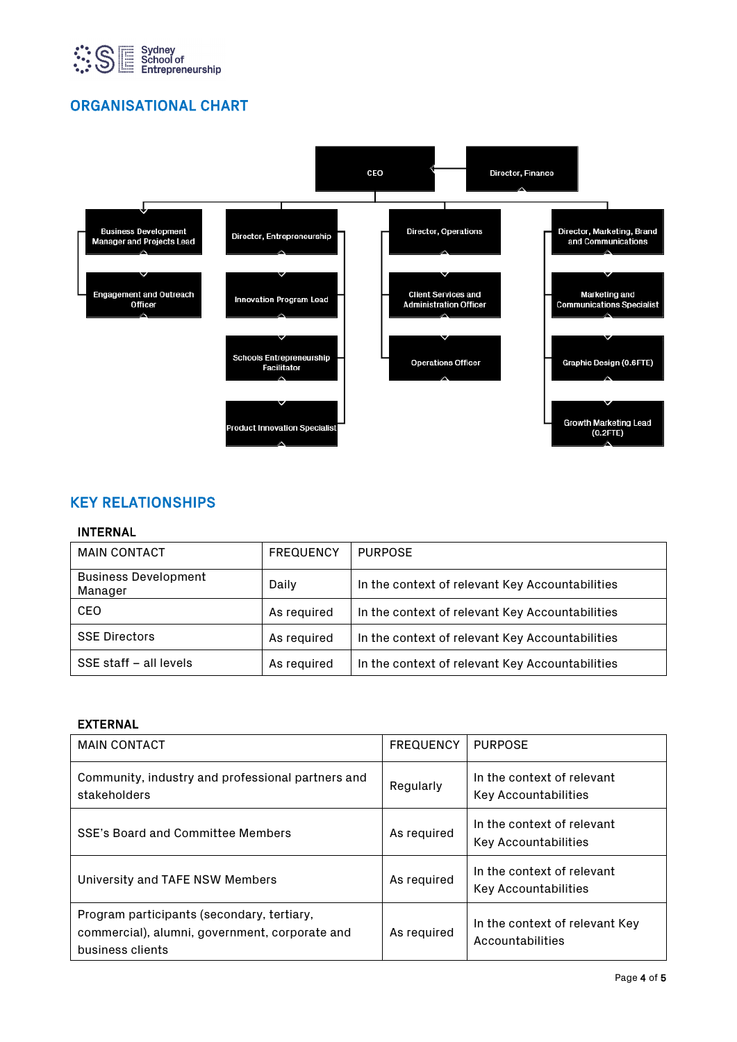## ORGANISATIONAL CHART

- CEO — Director, Finance
  - Business Development Manager and Projects Lead
    - Engagement and Outreach Officer
  - Director, Entrepreneurship
    - Innovation Program Lead
    - Schools Entrepreneurship Facilitator
    - Product Innovation Specialist
  - Director, Operations
    - Client Services and Administration Officer
    - Operations Officer
  - Director, Marketing, Brand and Communications
    - Marketing and Communications Specialist
    - Graphic Design (0.6FTE)
    - Growth Marketing Lead (0.2FTE)

## KEY RELATIONSHIPS

### INTERNAL

| MAIN CONTACT | FREQUENCY | PURPOSE |
|---|---|---|
| Business Development Manager | Daily | In the context of relevant Key Accountabilities |
| CEO | As required | In the context of relevant Key Accountabilities |
| SSE Directors | As required | In the context of relevant Key Accountabilities |
| SSE staff – all levels | As required | In the context of relevant Key Accountabilities |

### EXTERNAL

| MAIN CONTACT | FREQUENCY | PURPOSE |
|---|---|---|
| Community, industry and professional partners and stakeholders | Regularly | In the context of relevant Key Accountabilities |
| SSE's Board and Committee Members | As required | In the context of relevant Key Accountabilities |
| University and TAFE NSW Members | As required | In the context of relevant Key Accountabilities |
| Program participants (secondary, tertiary, commercial), alumni, government, corporate and business clients | As required | In the context of relevant Key Accountabilities |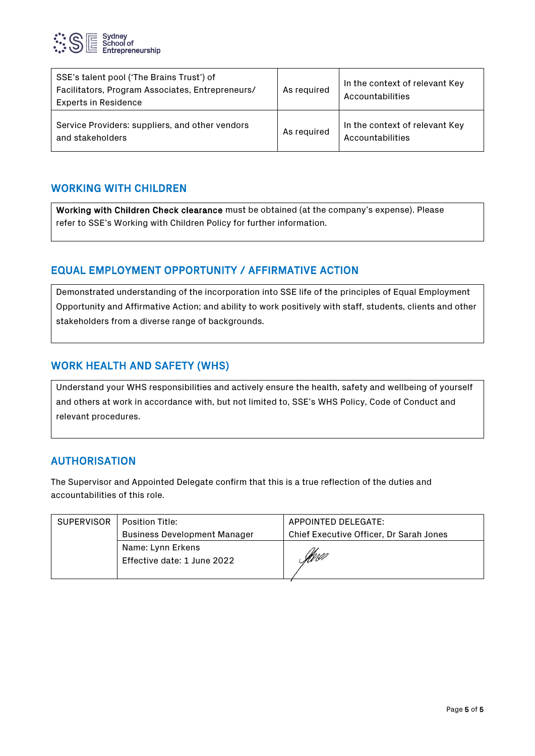| | | |
|---|---|---|
| SSE's talent pool ('The Brains Trust') of Facilitators, Program Associates, Entrepreneurs/ Experts in Residence | As required | In the context of relevant Key Accountabilities |
| Service Providers: suppliers, and other vendors and stakeholders | As required | In the context of relevant Key Accountabilities |

## WORKING WITH CHILDREN

**Working with Children Check clearance** must be obtained (at the company's expense). Please refer to SSE's Working with Children Policy for further information.

## EQUAL EMPLOYMENT OPPORTUNITY / AFFIRMATIVE ACTION

Demonstrated understanding of the incorporation into SSE life of the principles of Equal Employment Opportunity and Affirmative Action; and ability to work positively with staff, students, clients and other stakeholders from a diverse range of backgrounds.

## WORK HEALTH AND SAFETY (WHS)

Understand your WHS responsibilities and actively ensure the health, safety and wellbeing of yourself and others at work in accordance with, but not limited to, SSE's WHS Policy, Code of Conduct and relevant procedures.

## AUTHORISATION

The Supervisor and Appointed Delegate confirm that this is a true reflection of the duties and accountabilities of this role.

| | | |
|---|---|---|
| SUPERVISOR | Position Title:<br>Business Development Manager | APPOINTED DELEGATE:<br>Chief Executive Officer, Dr Sarah Jones |
| | Name: Lynn Erkens<br>Effective date: 1 June 2022 | Jones |